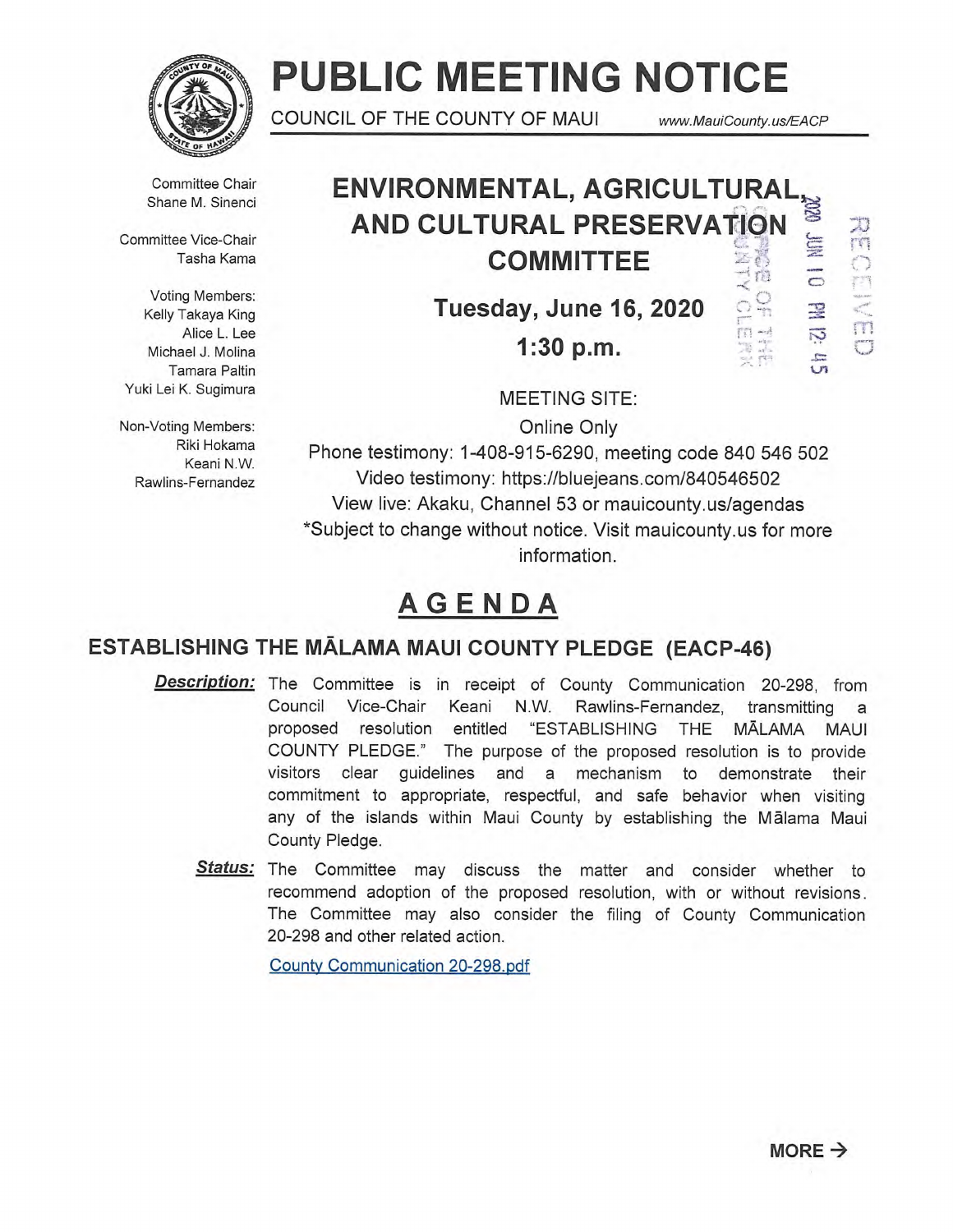# PUBLIC MEETING NOTICE

COUNCIL OF THE COUNTY OF MAUI www.MauiCounty.us/EACP

Committee Chair
Shane M. Sinenci

Committee Vice-Chair
Tasha Kama

Voting Members:
Kelly Takaya King
Alice L. Lee
Michael J. Molina
Tamara Paltin
Yuki Lei K. Sugimura

Non-Voting Members:
Riki Hokama
Keani N.W. Rawlins-Fernandez

## ENVIRONMENTAL, AGRICULTURAL, AND CULTURAL PRESERVATION COMMITTEE

**Tuesday, June 16, 2020**

**1:30 p.m.**

2020 JUN 10 PM 12:45
OFFICE OF THE COUNTY CLERK
RECEIVED

MEETING SITE:
Online Only
Phone testimony: 1-408-915-6290, meeting code 840 546 502
Video testimony: https://bluejeans.com/840546502
View live: Akaku, Channel 53 or mauicounty.us/agendas
*Subject to change without notice. Visit mauicounty.us for more information.

# AGENDA

### ESTABLISHING THE MĀLAMA MAUI COUNTY PLEDGE (EACP-46)

***Description:*** The Committee is in receipt of County Communication 20-298, from Council Vice-Chair Keani N.W. Rawlins-Fernandez, transmitting a proposed resolution entitled "ESTABLISHING THE MĀLAMA MAUI COUNTY PLEDGE." The purpose of the proposed resolution is to provide visitors clear guidelines and a mechanism to demonstrate their commitment to appropriate, respectful, and safe behavior when visiting any of the islands within Maui County by establishing the Mālama Maui County Pledge.

***Status:*** The Committee may discuss the matter and consider whether to recommend adoption of the proposed resolution, with or without revisions. The Committee may also consider the filing of County Communication 20-298 and other related action.

County Communication 20-298.pdf

**MORE →**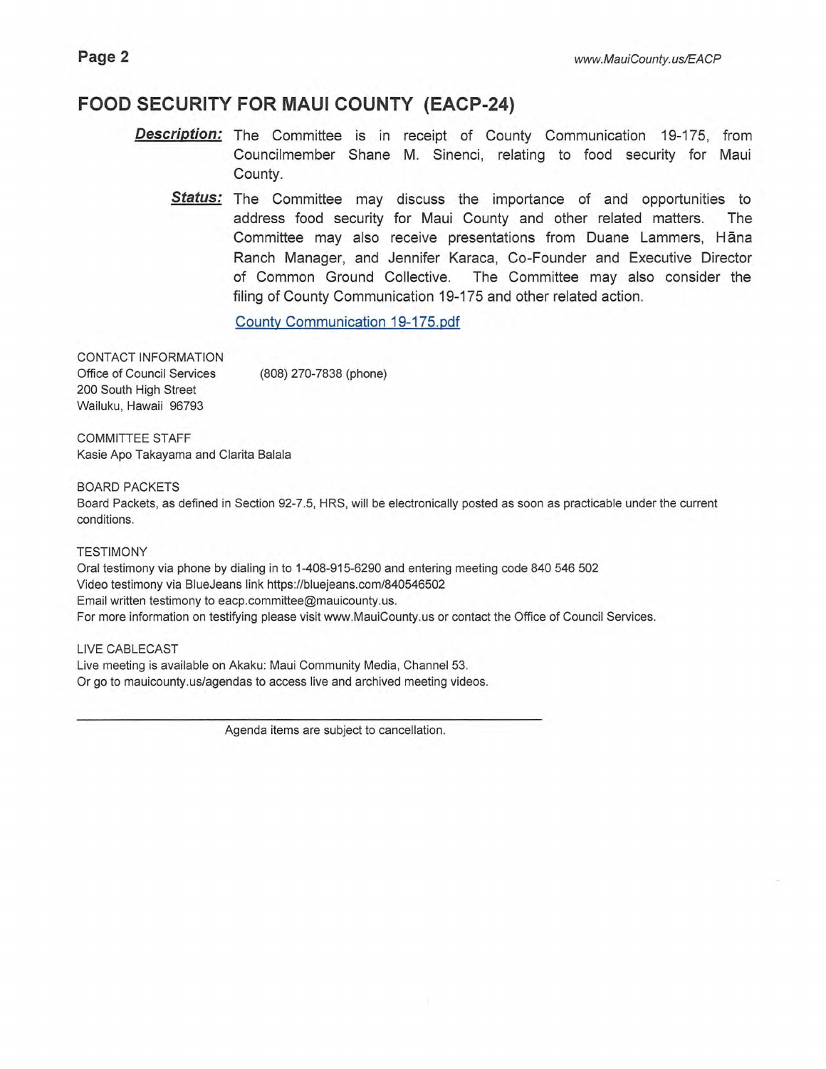## FOOD SECURITY FOR MAUI COUNTY (EACP-24)

**Description:** The Committee is in receipt of County Communication 19-175, from Councilmember Shane M. Sinenci, relating to food security for Maui County.

**Status:** The Committee may discuss the importance of and opportunities to address food security for Maui County and other related matters. The Committee may also receive presentations from Duane Lammers, Hāna Ranch Manager, and Jennifer Karaca, Co-Founder and Executive Director of Common Ground Collective. The Committee may also consider the filing of County Communication 19-175 and other related action.

County Communication 19-175.pdf

CONTACT INFORMATION
Office of Council Services (808) 270-7838 (phone)
200 South High Street
Wailuku, Hawaii 96793

COMMITTEE STAFF
Kasie Apo Takayama and Clarita Balala

BOARD PACKETS
Board Packets, as defined in Section 92-7.5, HRS, will be electronically posted as soon as practicable under the current conditions.

TESTIMONY
Oral testimony via phone by dialing in to 1-408-915-6290 and entering meeting code 840 546 502
Video testimony via BlueJeans link https://bluejeans.com/840546502
Email written testimony to eacp.committee@mauicounty.us.
For more information on testifying please visit www.MauiCounty.us or contact the Office of Council Services.

LIVE CABLECAST
Live meeting is available on Akaku: Maui Community Media, Channel 53.
Or go to mauicounty.us/agendas to access live and archived meeting videos.

---

Agenda items are subject to cancellation.